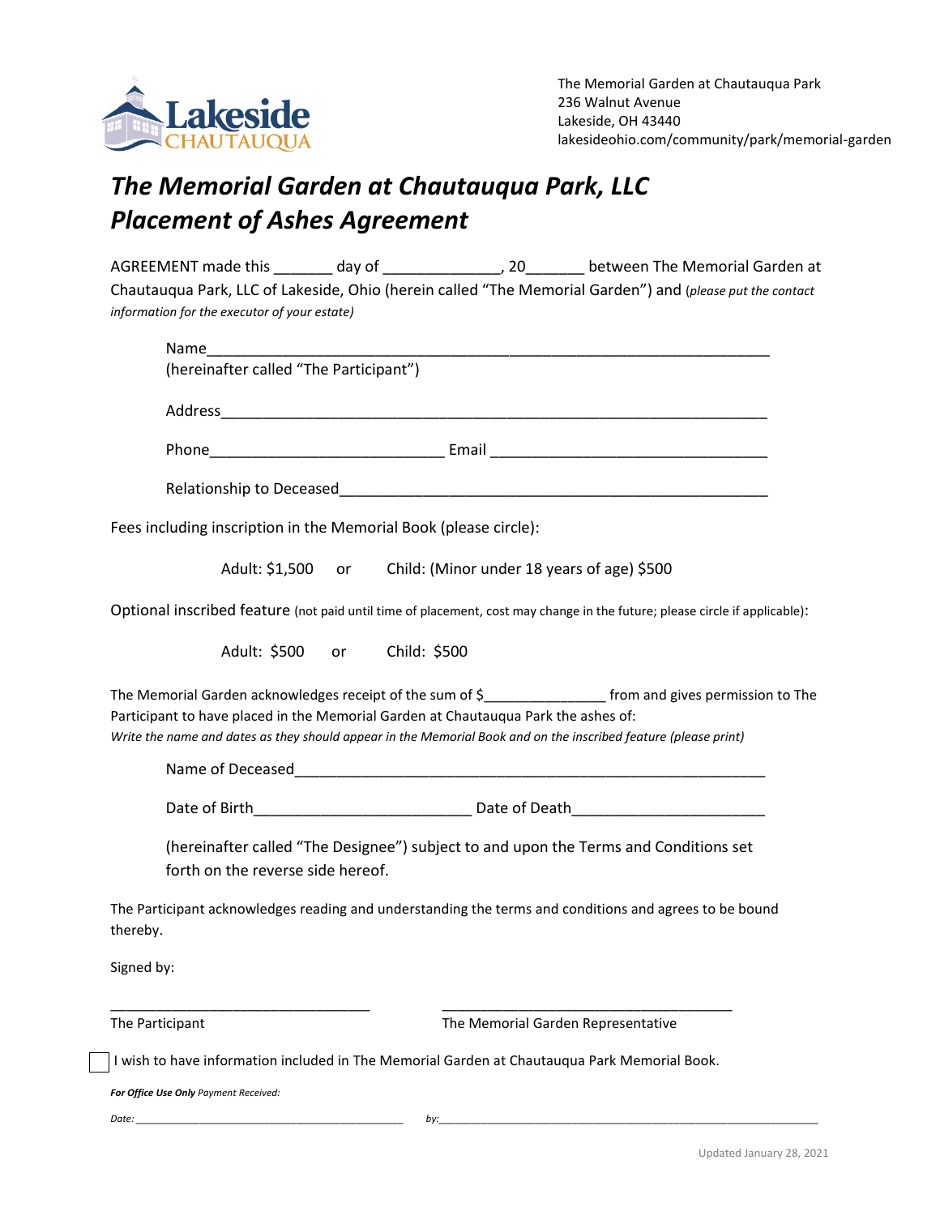Lakeside CHAUTAUQUA

The Memorial Garden at Chautauqua Park
236 Walnut Avenue
Lakeside, OH 43440
lakesideohio.com/community/park/memorial-garden

# *The Memorial Garden at Chautauqua Park, LLC*
# *Placement of Ashes Agreement*

AGREEMENT made this _______ day of ______________, 20_______ between The Memorial Garden at Chautauqua Park, LLC of Lakeside, Ohio (herein called "The Memorial Garden") and (*please put the contact information for the executor of your estate)*

Name_______________________________________________________________________
(hereinafter called "The Participant")

Address______________________________________________________________________

Phone_____________________________ Email __________________________________

Relationship to Deceased_____________________________________________________

Fees including inscription in the Memorial Book (please circle):

Adult: $1,500 or Child: (Minor under 18 years of age) $500

Optional inscribed feature (not paid until time of placement, cost may change in the future; please circle if applicable):

Adult: $500 or Child: $500

The Memorial Garden acknowledges receipt of the sum of $_______________ from and gives permission to The Participant to have placed in the Memorial Garden at Chautauqua Park the ashes of:
*Write the name and dates as they should appear in the Memorial Book and on the inscribed feature (please print)*

Name of Deceased___________________________________________________________

Date of Birth__________________________ Date of Death_______________________

(hereinafter called "The Designee") subject to and upon the Terms and Conditions set forth on the reverse side hereof.

The Participant acknowledges reading and understanding the terms and conditions and agrees to be bound thereby.

Signed by:

_________________________________ _____________________________________
The Participant The Memorial Garden Representative

☐ I wish to have information included in The Memorial Garden at Chautauqua Park Memorial Book.

***For Office Use Only*** *Payment Received:*

*Date:* _____________________________________________ *by:*____________________________________________________________

Updated January 28, 2021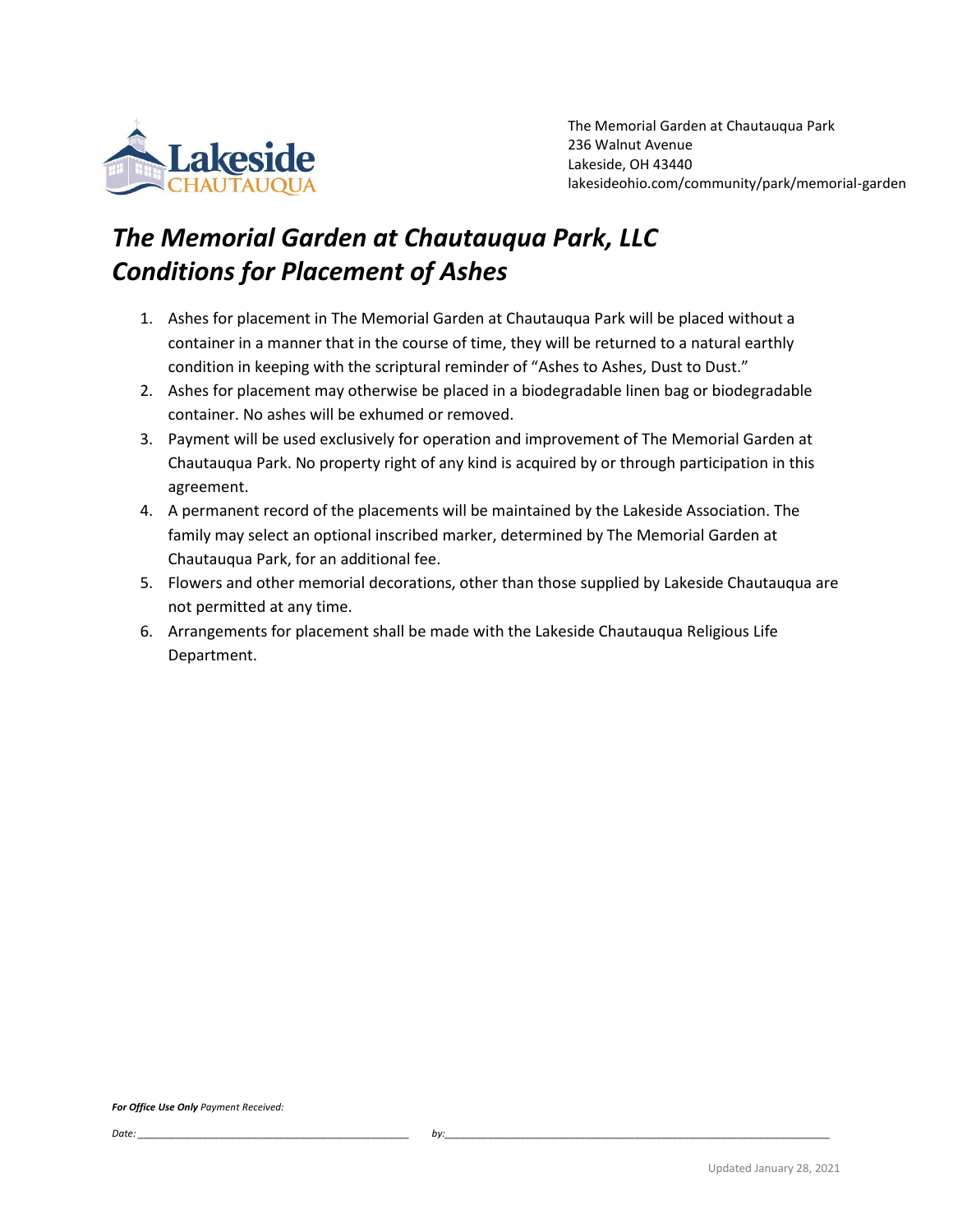The Memorial Garden at Chautauqua Park
236 Walnut Avenue
Lakeside, OH 43440
lakesideohio.com/community/park/memorial-garden

# *The Memorial Garden at Chautauqua Park, LLC Conditions for Placement of Ashes*

1. Ashes for placement in The Memorial Garden at Chautauqua Park will be placed without a container in a manner that in the course of time, they will be returned to a natural earthly condition in keeping with the scriptural reminder of "Ashes to Ashes, Dust to Dust."
2. Ashes for placement may otherwise be placed in a biodegradable linen bag or biodegradable container. No ashes will be exhumed or removed.
3. Payment will be used exclusively for operation and improvement of The Memorial Garden at Chautauqua Park. No property right of any kind is acquired by or through participation in this agreement.
4. A permanent record of the placements will be maintained by the Lakeside Association. The family may select an optional inscribed marker, determined by The Memorial Garden at Chautauqua Park, for an additional fee.
5. Flowers and other memorial decorations, other than those supplied by Lakeside Chautauqua are not permitted at any time.
6. Arrangements for placement shall be made with the Lakeside Chautauqua Religious Life Department.

***For Office Use Only*** *Payment Received:*

*Date:* ____________________________________________ *by:*____________________________________________________________

Updated January 28, 2021